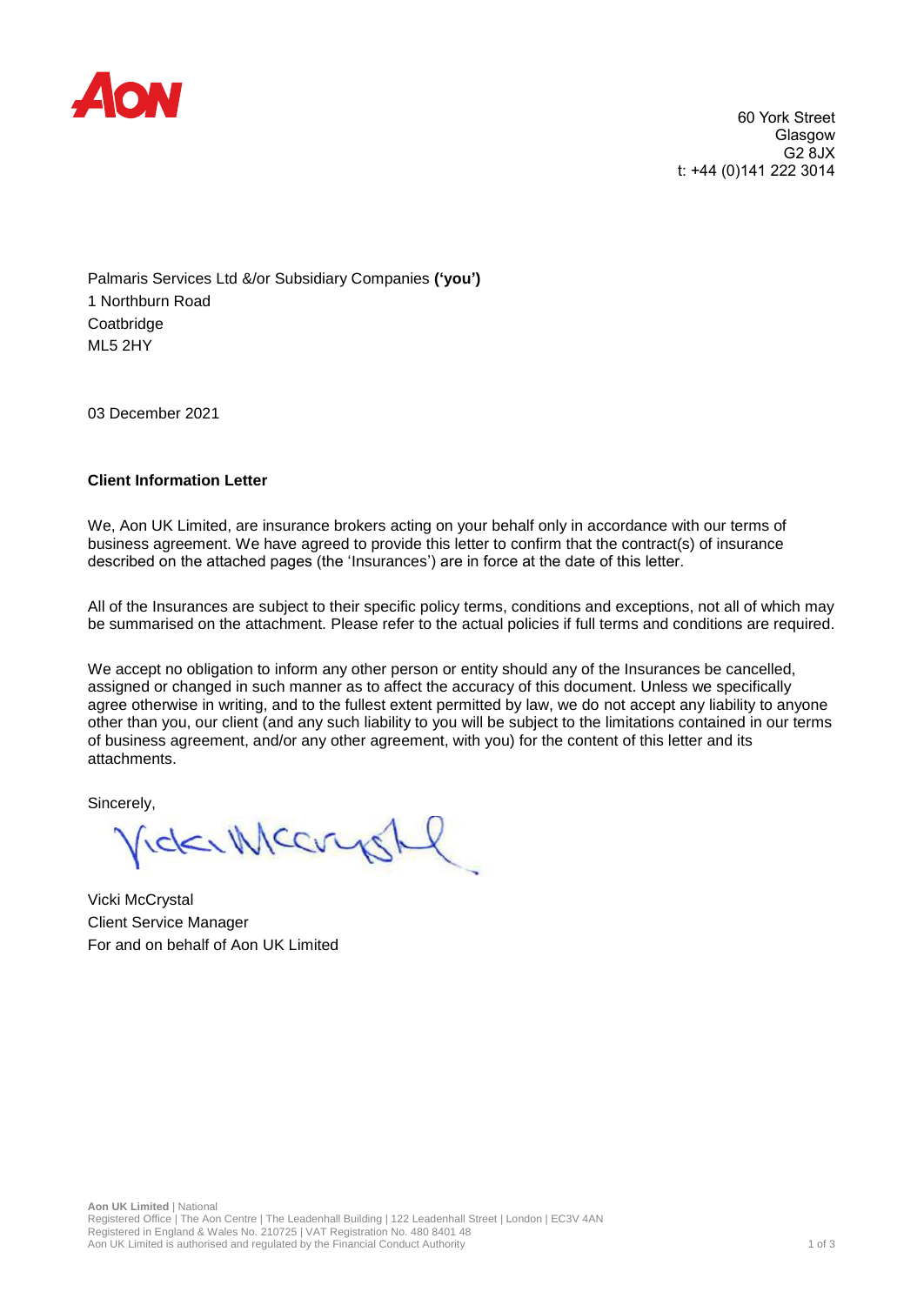60 York Street
Glasgow
G2 8JX
t: +44 (0)141 222 3014

Palmaris Services Ltd &/or Subsidiary Companies **('you')**
1 Northburn Road
Coatbridge
ML5 2HY

03 December 2021

**Client Information Letter**

We, Aon UK Limited, are insurance brokers acting on your behalf only in accordance with our terms of business agreement. We have agreed to provide this letter to confirm that the contract(s) of insurance described on the attached pages (the 'Insurances') are in force at the date of this letter.

All of the Insurances are subject to their specific policy terms, conditions and exceptions, not all of which may be summarised on the attachment. Please refer to the actual policies if full terms and conditions are required.

We accept no obligation to inform any other person or entity should any of the Insurances be cancelled, assigned or changed in such manner as to affect the accuracy of this document. Unless we specifically agree otherwise in writing, and to the fullest extent permitted by law, we do not accept any liability to anyone other than you, our client (and any such liability to you will be subject to the limitations contained in our terms of business agreement, and/or any other agreement, with you) for the content of this letter and its attachments.

Sincerely,

Vicki McCrystal
Client Service Manager
For and on behalf of Aon UK Limited

**Aon UK Limited** | National
Registered Office | The Aon Centre | The Leadenhall Building | 122 Leadenhall Street | London | EC3V 4AN
Registered in England & Wales No. 210725 | VAT Registration No. 480 8401 48
Aon UK Limited is authorised and regulated by the Financial Conduct Authority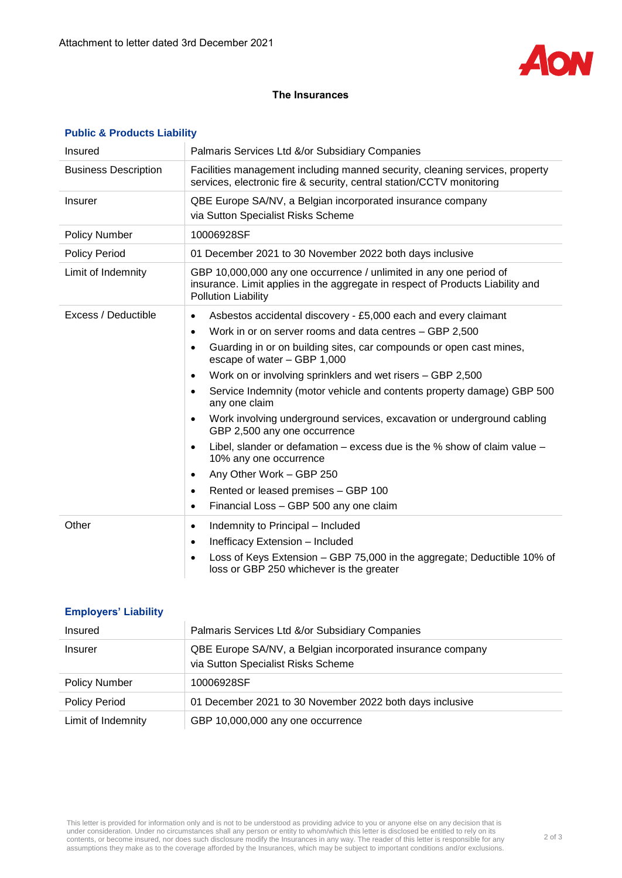Attachment to letter dated 3rd December 2021

## The Insurances

### Public & Products Liability

| | |
|---|---|
| Insured | Palmaris Services Ltd &/or Subsidiary Companies |
| Business Description | Facilities management including manned security, cleaning services, property services, electronic fire & security, central station/CCTV monitoring |
| Insurer | QBE Europe SA/NV, a Belgian incorporated insurance company via Sutton Specialist Risks Scheme |
| Policy Number | 10006928SF |
| Policy Period | 01 December 2021 to 30 November 2022 both days inclusive |
| Limit of Indemnity | GBP 10,000,000 any one occurrence / unlimited in any one period of insurance. Limit applies in the aggregate in respect of Products Liability and Pollution Liability |
| Excess / Deductible | • Asbestos accidental discovery - £5,000 each and every claimant<br>• Work in or on server rooms and data centres – GBP 2,500<br>• Guarding in or on building sites, car compounds or open cast mines, escape of water – GBP 1,000<br>• Work on or involving sprinklers and wet risers – GBP 2,500<br>• Service Indemnity (motor vehicle and contents property damage) GBP 500 any one claim<br>• Work involving underground services, excavation or underground cabling GBP 2,500 any one occurrence<br>• Libel, slander or defamation – excess due is the % show of claim value – 10% any one occurrence<br>• Any Other Work – GBP 250<br>• Rented or leased premises – GBP 100<br>• Financial Loss – GBP 500 any one claim |
| Other | • Indemnity to Principal – Included<br>• Inefficacy Extension – Included<br>• Loss of Keys Extension – GBP 75,000 in the aggregate; Deductible 10% of loss or GBP 250 whichever is the greater |

### Employers' Liability

| | |
|---|---|
| Insured | Palmaris Services Ltd &/or Subsidiary Companies |
| Insurer | QBE Europe SA/NV, a Belgian incorporated insurance company via Sutton Specialist Risks Scheme |
| Policy Number | 10006928SF |
| Policy Period | 01 December 2021 to 30 November 2022 both days inclusive |
| Limit of Indemnity | GBP 10,000,000 any one occurrence |

This letter is provided for information only and is not to be understood as providing advice to you or anyone else on any decision that is under consideration. Under no circumstances shall any person or entity to whom/which this letter is disclosed be entitled to rely on its contents, or become insured, nor does such disclosure modify the Insurances in any way. The reader of this letter is responsible for any assumptions they make as to the coverage afforded by the Insurances, which may be subject to important conditions and/or exclusions.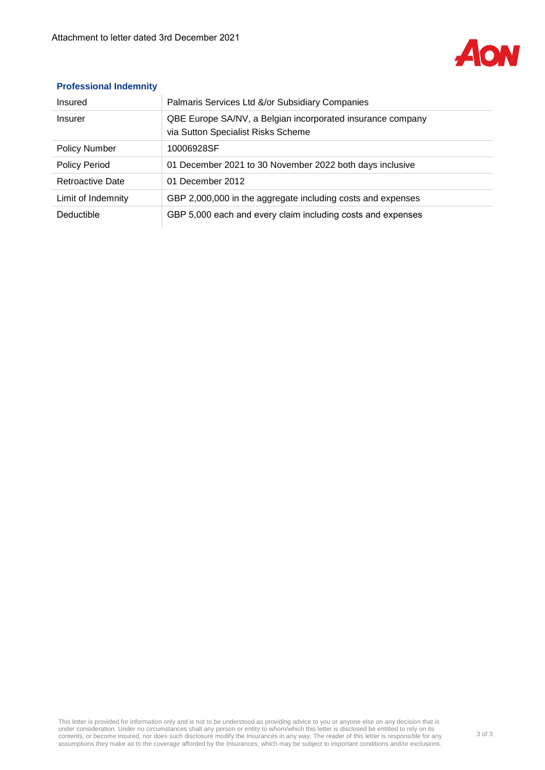Attachment to letter dated 3rd December 2021

### Professional Indemnity

| | |
|---|---|
| Insured | Palmaris Services Ltd &/or Subsidiary Companies |
| Insurer | QBE Europe SA/NV, a Belgian incorporated insurance company via Sutton Specialist Risks Scheme |
| Policy Number | 10006928SF |
| Policy Period | 01 December 2021 to 30 November 2022 both days inclusive |
| Retroactive Date | 01 December 2012 |
| Limit of Indemnity | GBP 2,000,000 in the aggregate including costs and expenses |
| Deductible | GBP 5,000 each and every claim including costs and expenses |

This letter is provided for information only and is not to be understood as providing advice to you or anyone else on any decision that is under consideration. Under no circumstances shall any person or entity to whom/which this letter is disclosed be entitled to rely on its contents, or become insured, nor does such disclosure modify the Insurances in any way. The reader of this letter is responsible for any assumptions they make as to the coverage afforded by the Insurances, which may be subject to important conditions and/or exclusions.